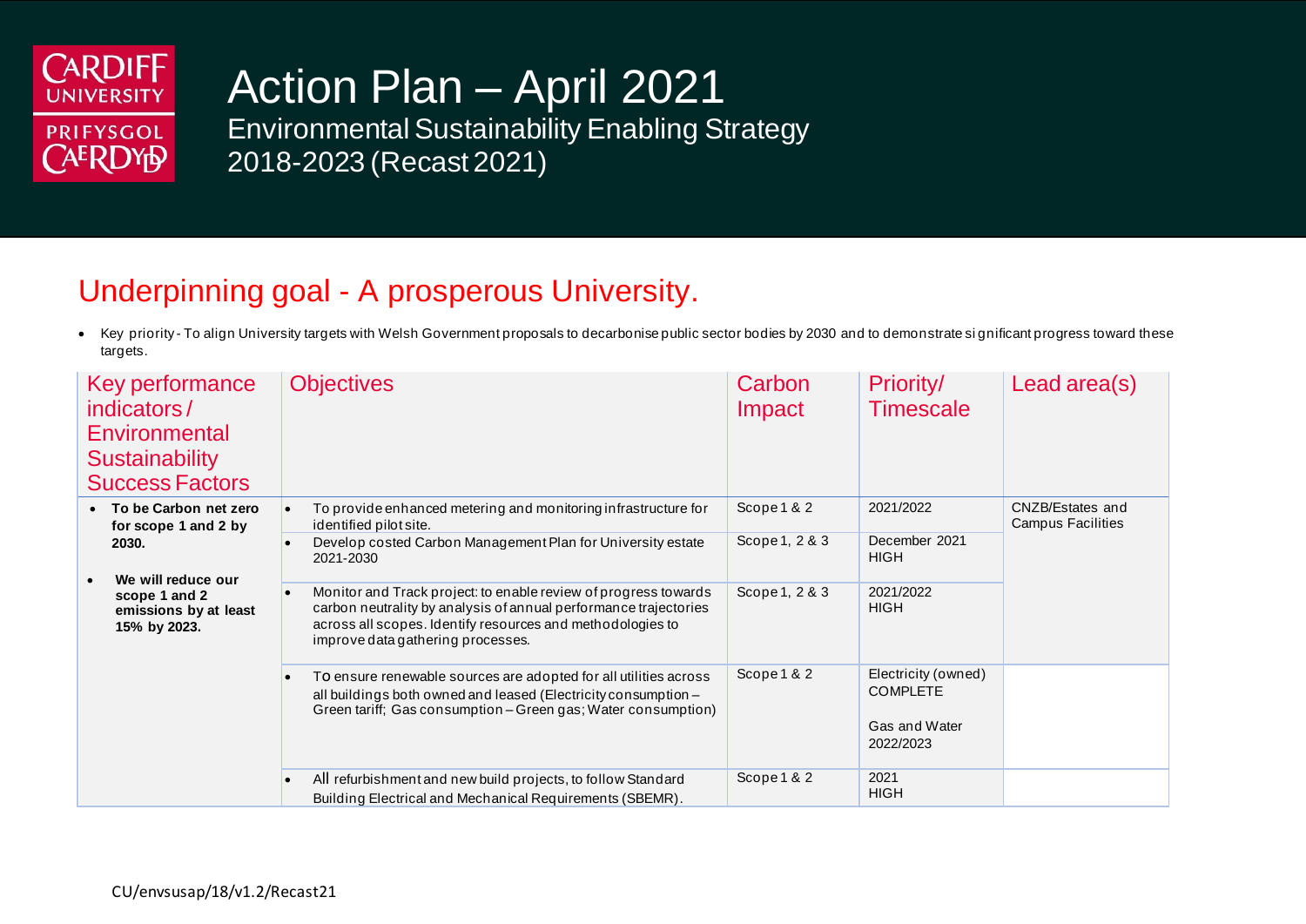# Action Plan – April 2021

Environmental Sustainability Enabling Strategy 2018-2023 (Recast 2021)

## Underpinning goal - A prosperous University.

- Key priority - To align University targets with Welsh Government proposals to decarbonise public sector bodies by 2030 and to demonstrate significant progress toward these targets.

| Key performance indicators / Environmental Sustainability Success Factors | Objectives | Carbon Impact | Priority/ Timescale | Lead area(s) |
|---|---|---|---|---|
| • **To be Carbon net zero for scope 1 and 2 by 2030.**<br>• **We will reduce our scope 1 and 2 emissions by at least 15% by 2023.** | • To provide enhanced metering and monitoring infrastructure for identified pilot site. | Scope 1 & 2 | 2021/2022 | CNZB/Estates and Campus Facilities |
| | • Develop costed Carbon Management Plan for University estate 2021-2030 | Scope 1, 2 & 3 | December 2021 HIGH | |
| | • Monitor and Track project: to enable review of progress towards carbon neutrality by analysis of annual performance trajectories across all scopes. Identify resources and methodologies to improve data gathering processes. | Scope 1, 2 & 3 | 2021/2022 HIGH | |
| | • To ensure renewable sources are adopted for all utilities across all buildings both owned and leased (Electricity consumption – Green tariff; Gas consumption – Green gas; Water consumption) | Scope 1 & 2 | Electricity (owned) COMPLETE<br><br>Gas and Water 2022/2023 | |
| | • All refurbishment and new build projects, to follow Standard Building Electrical and Mechanical Requirements (SBEMR). | Scope 1 & 2 | 2021 HIGH | |

CU/envsusap/18/v1.2/Recast21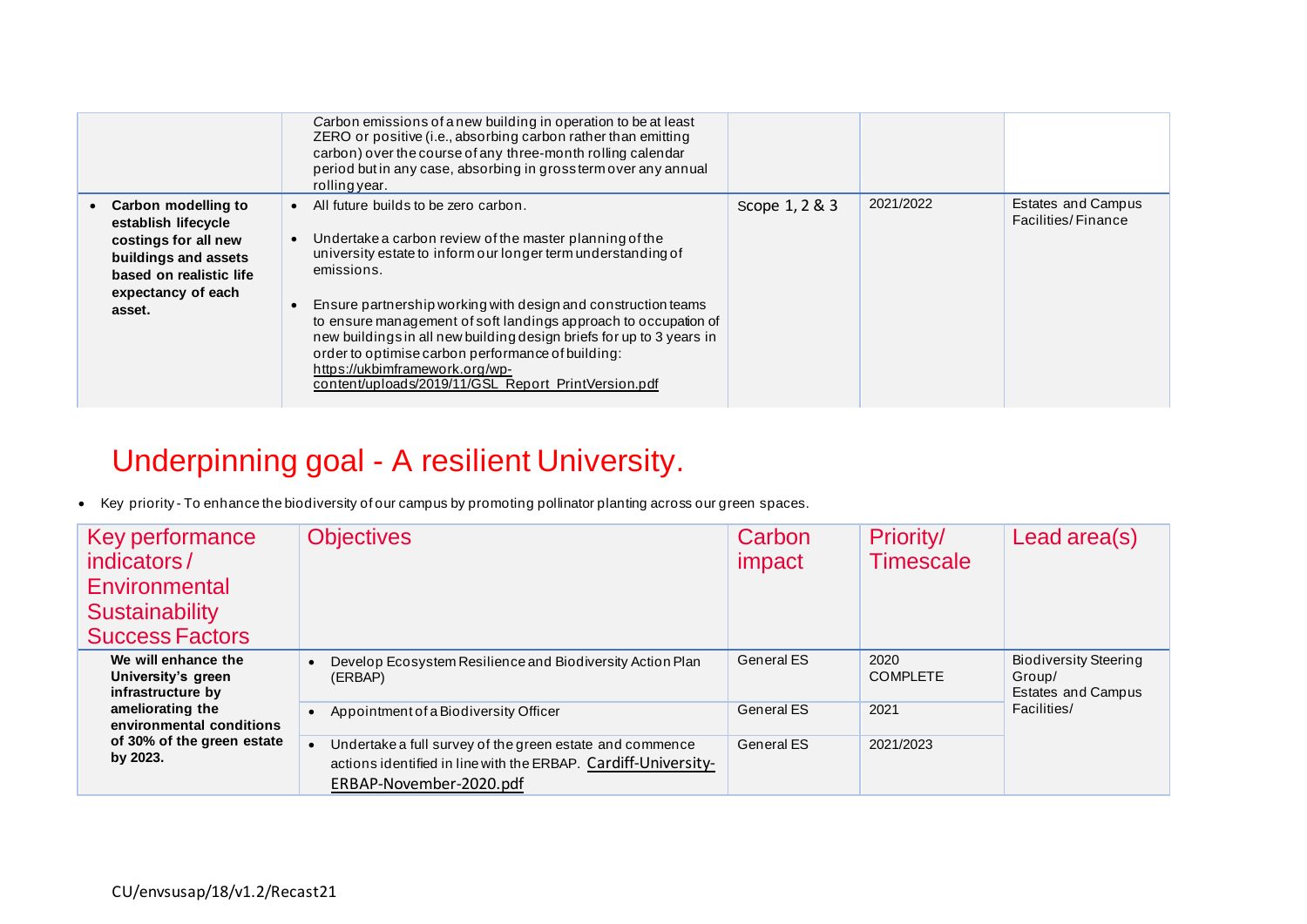| | | | | |
|---|---|---|---|---|
| | Carbon emissions of a new building in operation to be at least ZERO or positive (i.e., absorbing carbon rather than emitting carbon) over the course of any three-month rolling calendar period but in any case, absorbing in gross term over any annual rolling year. | | | |
| • **Carbon modelling to establish lifecycle costings for all new buildings and assets based on realistic life expectancy of each asset.** | • All future builds to be zero carbon.<br>• Undertake a carbon review of the master planning of the university estate to inform our longer term understanding of emissions.<br>• Ensure partnership working with design and construction teams to ensure management of soft landings approach to occupation of new buildings in all new building design briefs for up to 3 years in order to optimise carbon performance of building: https://ukbimframework.org/wp-content/uploads/2019/11/GSL_Report_PrintVersion.pdf | Scope 1, 2 & 3 | 2021/2022 | Estates and Campus Facilities/ Finance |

# Underpinning goal - A resilient University.

- Key priority - To enhance the biodiversity of our campus by promoting pollinator planting across our green spaces.

| Key performance indicators / Environmental Sustainability Success Factors | Objectives | Carbon impact | Priority/ Timescale | Lead area(s) |
|---|---|---|---|---|
| **We will enhance the University's green infrastructure by ameliorating the environmental conditions of 30% of the green estate by 2023.** | • Develop Ecosystem Resilience and Biodiversity Action Plan (ERBAP) | General ES | 2020 COMPLETE | Biodiversity Steering Group/ Estates and Campus Facilities/ |
| | • Appointment of a Biodiversity Officer | General ES | 2021 | |
| | • Undertake a full survey of the green estate and commence actions identified in line with the ERBAP. Cardiff-University-ERBAP-November-2020.pdf | General ES | 2021/2023 | |

CU/envsusap/18/v1.2/Recast21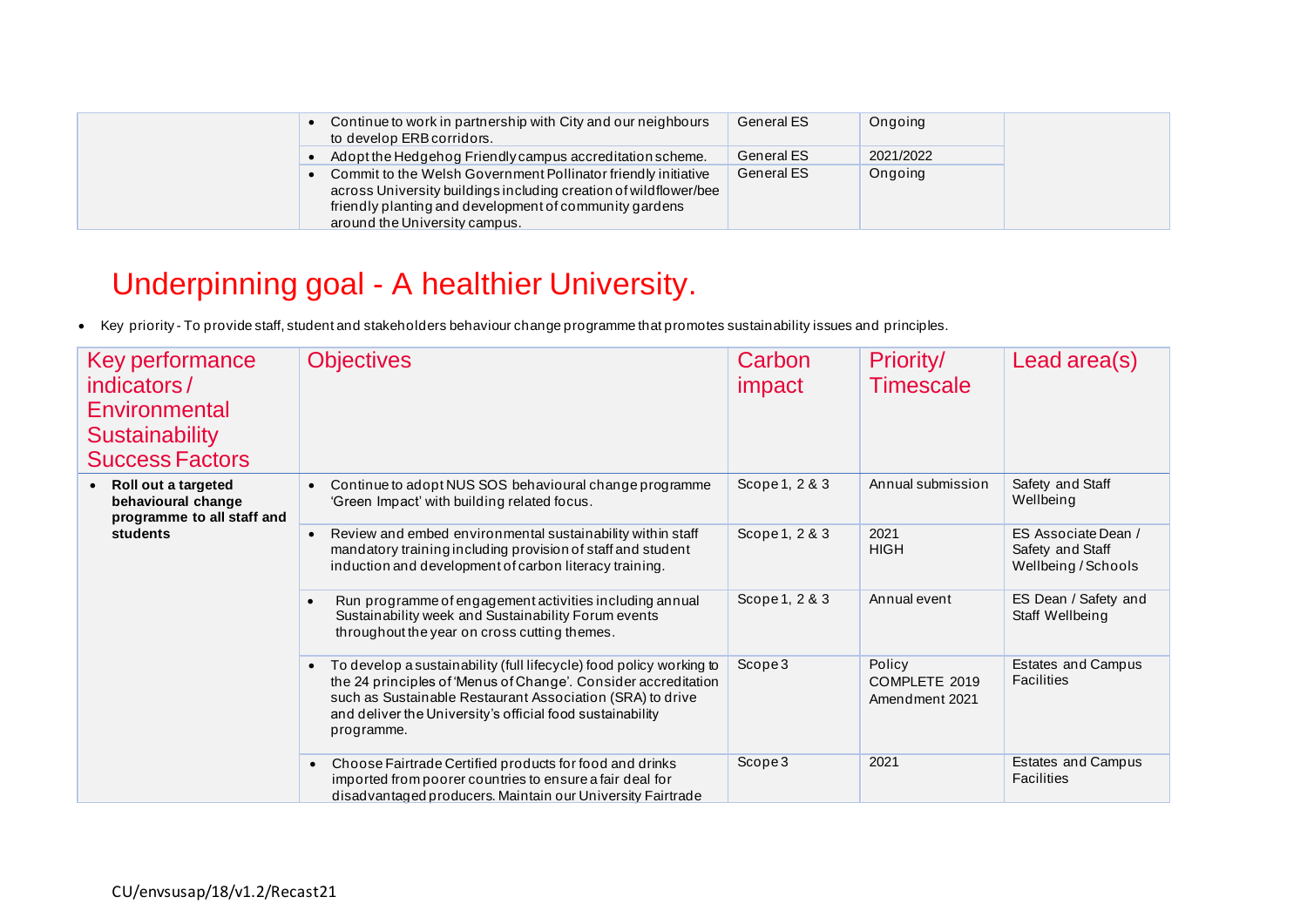| | Objectives | Carbon impact | Priority/ Timescale | Lead area(s) |
|---|---|---|---|---|
| | • Continue to work in partnership with City and our neighbours to develop ERB corridors. | General ES | Ongoing | |
| | • Adopt the Hedgehog Friendly campus accreditation scheme. | General ES | 2021/2022 | |
| | • Commit to the Welsh Government Pollinator friendly initiative across University buildings including creation of wildflower/bee friendly planting and development of community gardens around the University campus. | General ES | Ongoing | |

# Underpinning goal - A healthier University.

- Key priority - To provide staff, student and stakeholders behaviour change programme that promotes sustainability issues and principles.

| Key performance indicators / Environmental Sustainability Success Factors | Objectives | Carbon impact | Priority/ Timescale | Lead area(s) |
|---|---|---|---|---|
| • **Roll out a targeted behavioural change programme to all staff and students** | • Continue to adopt NUS SOS behavioural change programme 'Green Impact' with building related focus. | Scope 1, 2 & 3 | Annual submission | Safety and Staff Wellbeing |
| | • Review and embed environmental sustainability within staff mandatory training including provision of staff and student induction and development of carbon literacy training. | Scope 1, 2 & 3 | 2021 HIGH | ES Associate Dean / Safety and Staff Wellbeing / Schools |
| | • Run programme of engagement activities including annual Sustainability week and Sustainability Forum events throughout the year on cross cutting themes. | Scope 1, 2 & 3 | Annual event | ES Dean / Safety and Staff Wellbeing |
| | • To develop a sustainability (full lifecycle) food policy working to the 24 principles of 'Menus of Change'. Consider accreditation such as Sustainable Restaurant Association (SRA) to drive and deliver the University's official food sustainability programme. | Scope 3 | Policy COMPLETE 2019 Amendment 2021 | Estates and Campus Facilities |
| | • Choose Fairtrade Certified products for food and drinks imported from poorer countries to ensure a fair deal for disadvantaged producers. Maintain our University Fairtrade | Scope 3 | 2021 | Estates and Campus Facilities |

CU/envsusap/18/v1.2/Recast21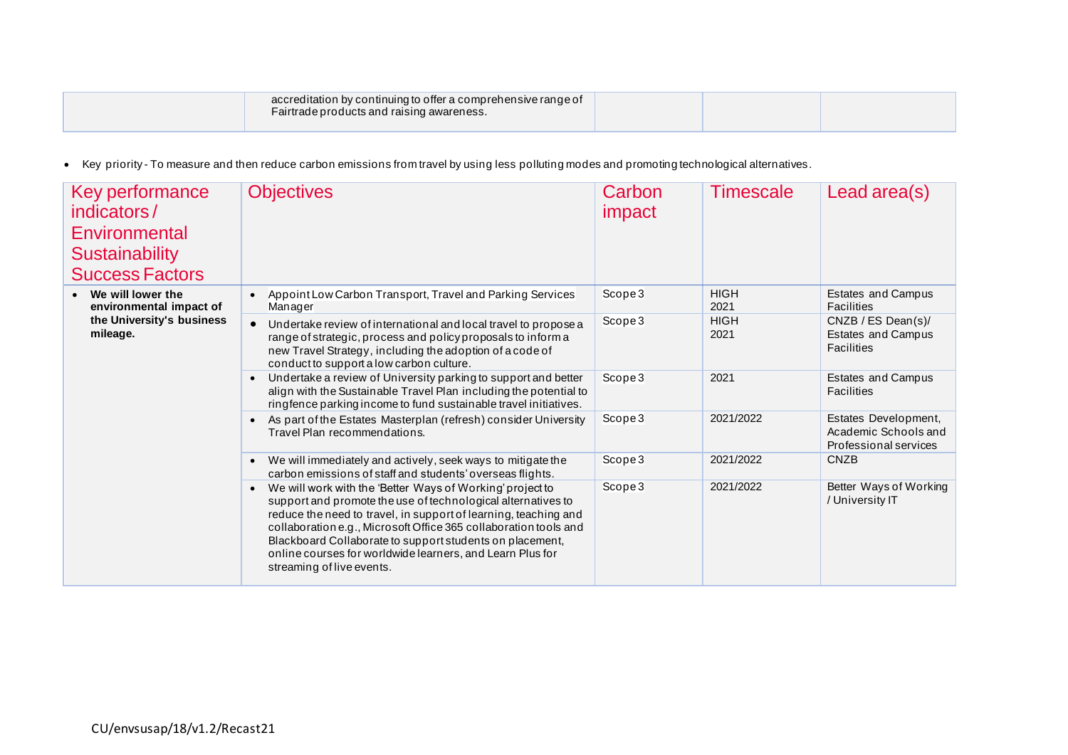| | accreditation by continuing to offer a comprehensive range of Fairtrade products and raising awareness. | | | |
|---|---|---|---|---|

- Key priority - To measure and then reduce carbon emissions from travel by using less polluting modes and promoting technological alternatives.

| Key performance indicators / Environmental Sustainability Success Factors | Objectives | Carbon impact | Timescale | Lead area(s) |
|---|---|---|---|---|
| • **We will lower the environmental impact of the University's business mileage.** | • Appoint Low Carbon Transport, Travel and Parking Services Manager | Scope 3 | HIGH 2021 | Estates and Campus Facilities |
| | • Undertake review of international and local travel to propose a range of strategic, process and policy proposals to inform a new Travel Strategy, including the adoption of a code of conduct to support a low carbon culture. | Scope 3 | HIGH 2021 | CNZB / ES Dean(s)/ Estates and Campus Facilities |
| | • Undertake a review of University parking to support and better align with the Sustainable Travel Plan including the potential to ringfence parking income to fund sustainable travel initiatives. | Scope 3 | 2021 | Estates and Campus Facilities |
| | • As part of the Estates Masterplan (refresh) consider University Travel Plan recommendations. | Scope 3 | 2021/2022 | Estates Development, Academic Schools and Professional services |
| | • We will immediately and actively, seek ways to mitigate the carbon emissions of staff and students' overseas flights. | Scope 3 | 2021/2022 | CNZB |
| | • We will work with the 'Better Ways of Working' project to support and promote the use of technological alternatives to reduce the need to travel, in support of learning, teaching and collaboration e.g., Microsoft Office 365 collaboration tools and Blackboard Collaborate to support students on placement, online courses for worldwide learners, and Learn Plus for streaming of live events. | Scope 3 | 2021/2022 | Better Ways of Working / University IT |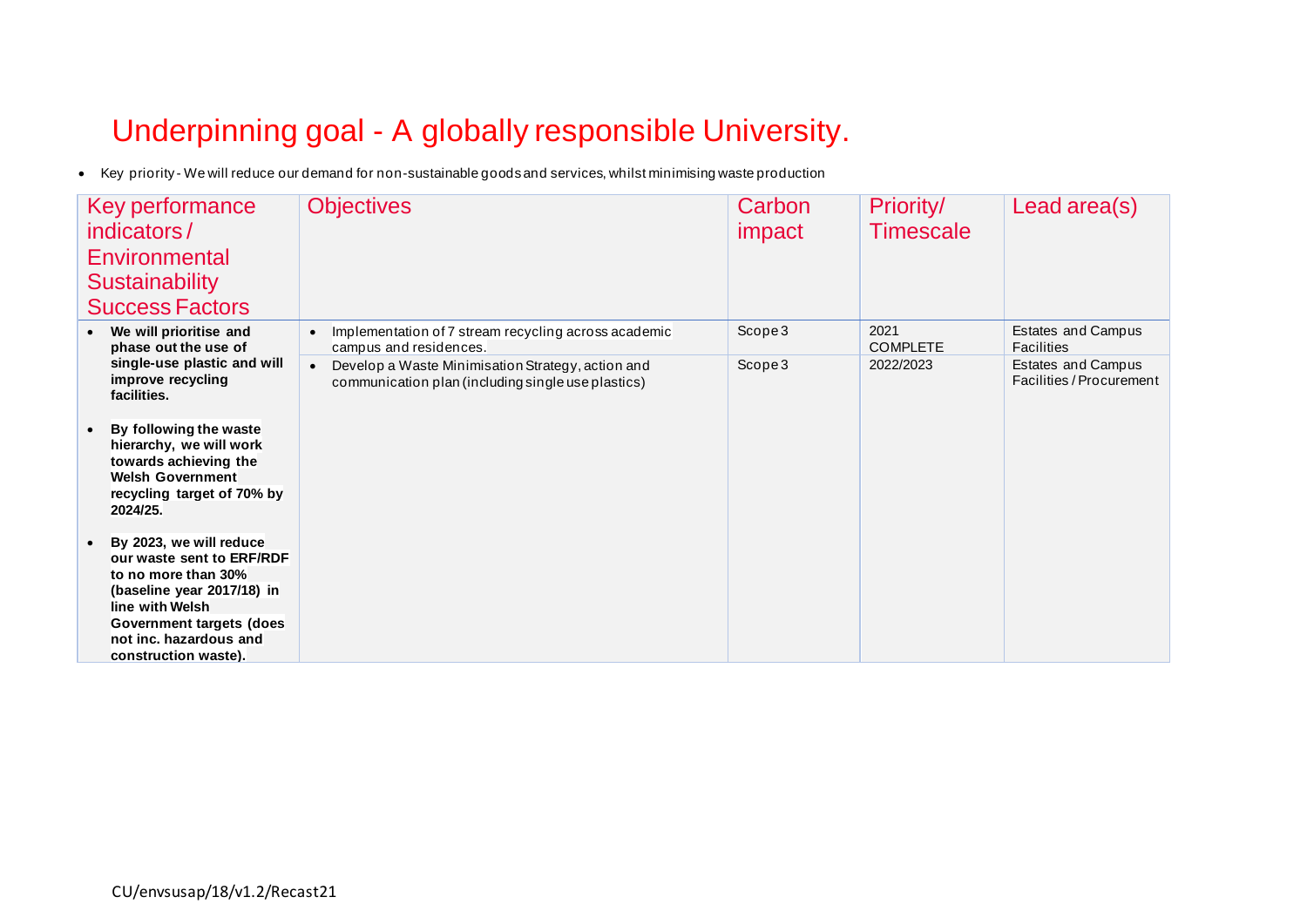# Underpinning goal - A globally responsible University.

- Key priority - We will reduce our demand for non-sustainable goods and services, whilst minimising waste production

| Key performance indicators / Environmental Sustainability Success Factors | Objectives | Carbon impact | Priority/ Timescale | Lead area(s) |
|---|---|---|---|---|
| • **We will prioritise and phase out the use of single-use plastic and will improve recycling facilities.**<br><br>• **By following the waste hierarchy, we will work towards achieving the Welsh Government recycling target of 70% by 2024/25.**<br><br>• **By 2023, we will reduce our waste sent to ERF/RDF to no more than 30% (baseline year 2017/18) in line with Welsh Government targets (does not inc. hazardous and construction waste).** | • Implementation of 7 stream recycling across academic campus and residences. | Scope 3 | 2021 COMPLETE | Estates and Campus Facilities |
| | • Develop a Waste Minimisation Strategy, action and communication plan (including single use plastics) | Scope 3 | 2022/2023 | Estates and Campus Facilities / Procurement |

CU/envsusap/18/v1.2/Recast21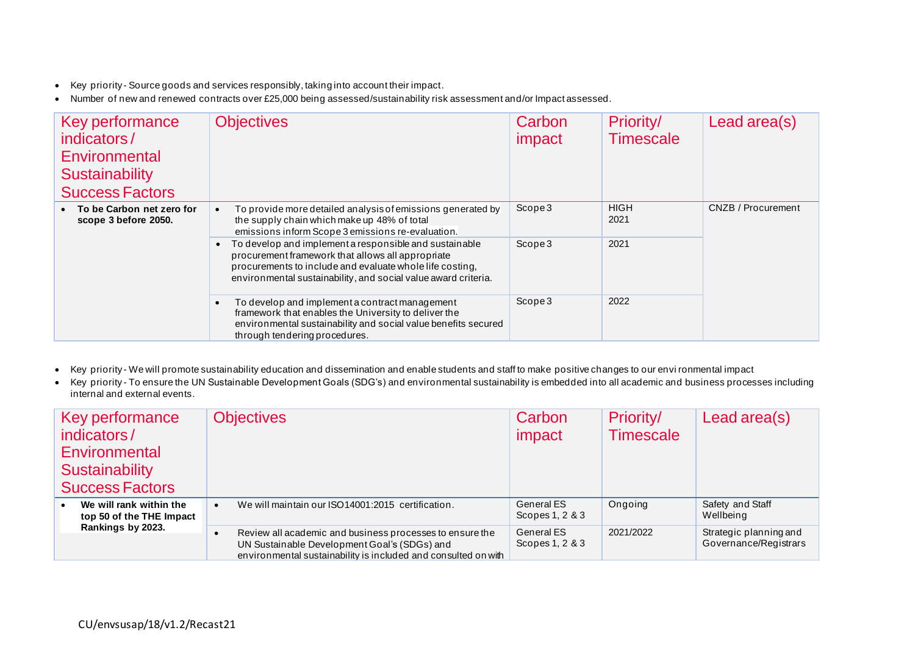- Key priority - Source goods and services responsibly, taking into account their impact.
- Number of new and renewed contracts over £25,000 being assessed/sustainability risk assessment and/or Impact assessed.

| Key performance indicators / Environmental Sustainability Success Factors | Objectives | Carbon impact | Priority/ Timescale | Lead area(s) |
|---|---|---|---|---|
| • **To be Carbon net zero for scope 3 before 2050.** | • To provide more detailed analysis of emissions generated by the supply chain which make up 48% of total emissions inform Scope 3 emissions re-evaluation. | Scope 3 | HIGH 2021 | CNZB / Procurement |
| | • To develop and implement a responsible and sustainable procurement framework that allows all appropriate procurements to include and evaluate whole life costing, environmental sustainability, and social value award criteria. | Scope 3 | 2021 | |
| | • To develop and implement a contract management framework that enables the University to deliver the environmental sustainability and social value benefits secured through tendering procedures. | Scope 3 | 2022 | |

- Key priority - We will promote sustainability education and dissemination and enable students and staff to make positive changes to our environmental impact
- Key priority - To ensure the UN Sustainable Development Goals (SDG's) and environmental sustainability is embedded into all academic and business processes including internal and external events.

| Key performance indicators / Environmental Sustainability Success Factors | Objectives | Carbon impact | Priority/ Timescale | Lead area(s) |
|---|---|---|---|---|
| • **We will rank within the top 50 of the THE Impact Rankings by 2023.** | • We will maintain our ISO14001:2015 certification. | General ES Scopes 1, 2 & 3 | Ongoing | Safety and Staff Wellbeing |
| | • Review all academic and business processes to ensure the UN Sustainable Development Goal's (SDGs) and environmental sustainability is included and consulted on with | General ES Scopes 1, 2 & 3 | 2021/2022 | Strategic planning and Governance/Registrars |

CU/envsusap/18/v1.2/Recast21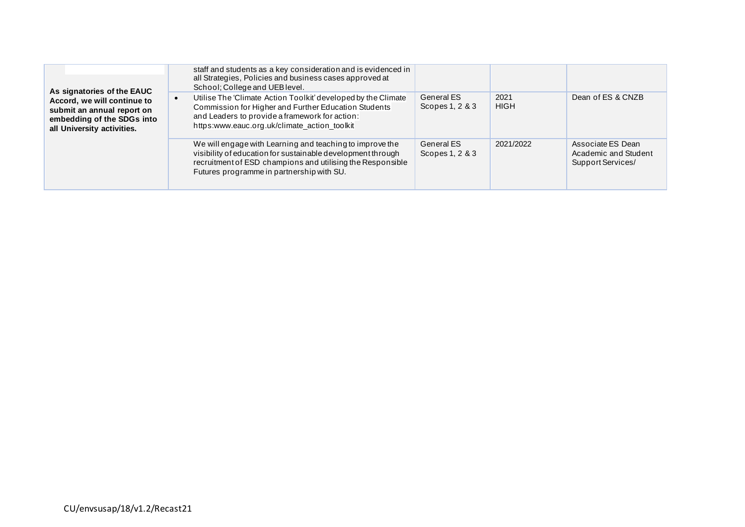| | | | | |
|---|---|---|---|---|
| | staff and students as a key consideration and is evidenced in all Strategies, Policies and business cases approved at School; College and UEB level. | | | |
| **As signatories of the EAUC Accord, we will continue to submit an annual report on embedding of the SDGs into all University activities.** | • Utilise The 'Climate Action Toolkit' developed by the Climate Commission for Higher and Further Education Students and Leaders to provide a framework for action: https:www.eauc.org.uk/climate_action_toolkit | General ES Scopes 1, 2 & 3 | 2021 HIGH | Dean of ES & CNZB |
| | We will engage with Learning and teaching to improve the visibility of education for sustainable development through recruitment of ESD champions and utilising the Responsible Futures programme in partnership with SU. | General ES Scopes 1, 2 & 3 | 2021/2022 | Associate ES Dean Academic and Student Support Services/ |

CU/envsusap/18/v1.2/Recast21